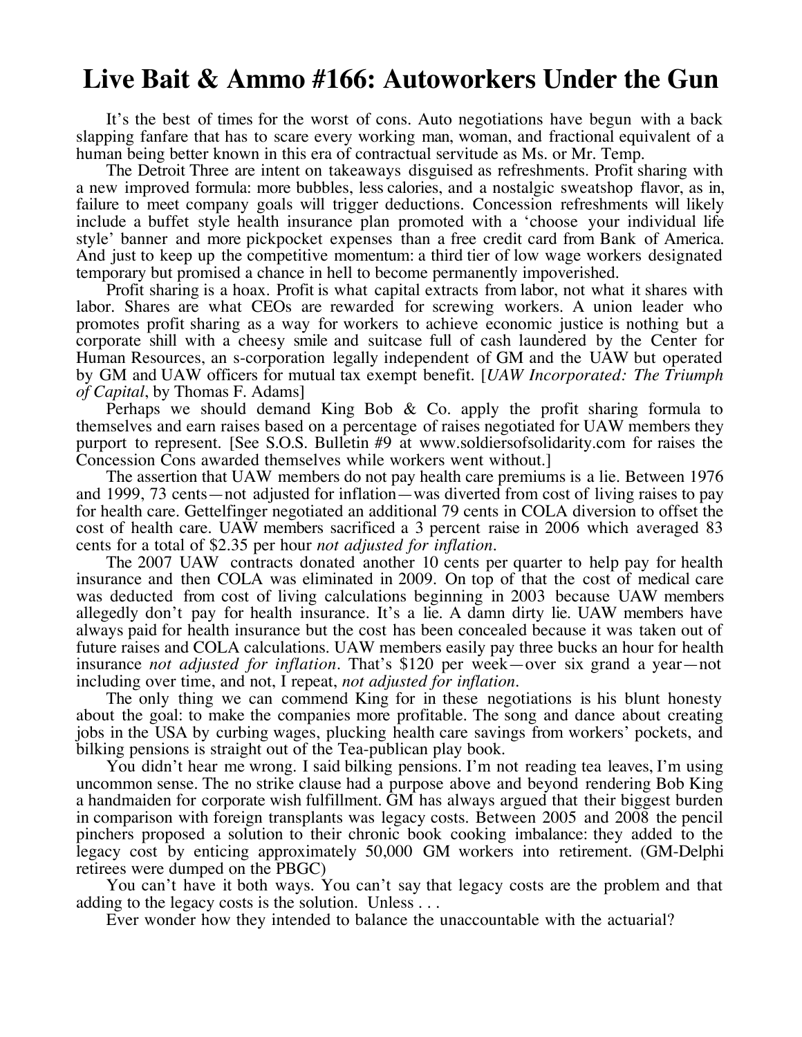# Live Bait & Ammo #166: Autoworkers Under the Gun

It's the best of times for the worst of cons. Auto negotiations have begun with a back slapping fanfare that has to scare every working man, woman, and fractional equivalent of a human being better known in this era of contractual servitude as Ms. or Mr. Temp.

The Detroit Three are intent on takeaways disguised as refreshments. Profit sharing with a new improved formula: more bubbles, less calories, and a nostalgic sweatshop flavor, as in, failure to meet company goals will trigger deductions. Concession refreshments will likely include a buffet style health insurance plan promoted with a 'choose your individual life style' banner and more pickpocket expenses than a free credit card from Bank of America. And just to keep up the competitive momentum: a third tier of low wage workers designated temporary but promised a chance in hell to become permanently impoverished.

Profit sharing is a hoax. Profit is what capital extracts from labor, not what it shares with labor. Shares are what CEOs are rewarded for screwing workers. A union leader who promotes profit sharing as a way for workers to achieve economic justice is nothing but a corporate shill with a cheesy smile and suitcase full of cash laundered by the Center for Human Resources, an s-corporation legally independent of GM and the UAW but operated by GM and UAW officers for mutual tax exempt benefit. [*UAW Incorporated: The Triumph of Capital*, by Thomas F. Adams]

Perhaps we should demand King Bob & Co. apply the profit sharing formula to themselves and earn raises based on a percentage of raises negotiated for UAW members they purport to represent. [See S.O.S. Bulletin #9 at www.soldiersofsolidarity.com for raises the Concession Cons awarded themselves while workers went without.]

The assertion that UAW members do not pay health care premiums is a lie. Between 1976 and 1999, 73 cents—not adjusted for inflation—was diverted from cost of living raises to pay for health care. Gettelfinger negotiated an additional 79 cents in COLA diversion to offset the cost of health care. UAW members sacrificed a 3 percent raise in 2006 which averaged 83 cents for a total of $2.35 per hour *not adjusted for inflation*.

The 2007 UAW contracts donated another 10 cents per quarter to help pay for health insurance and then COLA was eliminated in 2009. On top of that the cost of medical care was deducted from cost of living calculations beginning in 2003 because UAW members allegedly don't pay for health insurance. It's a lie. A damn dirty lie. UAW members have always paid for health insurance but the cost has been concealed because it was taken out of future raises and COLA calculations. UAW members easily pay three bucks an hour for health insurance *not adjusted for inflation*. That's $120 per week—over six grand a year—not including over time, and not, I repeat, *not adjusted for inflation*.

The only thing we can commend King for in these negotiations is his blunt honesty about the goal: to make the companies more profitable. The song and dance about creating jobs in the USA by curbing wages, plucking health care savings from workers' pockets, and bilking pensions is straight out of the Tea-publican play book.

You didn't hear me wrong. I said bilking pensions. I'm not reading tea leaves, I'm using uncommon sense. The no strike clause had a purpose above and beyond rendering Bob King a handmaiden for corporate wish fulfillment. GM has always argued that their biggest burden in comparison with foreign transplants was legacy costs. Between 2005 and 2008 the pencil pinchers proposed a solution to their chronic book cooking imbalance: they added to the legacy cost by enticing approximately 50,000 GM workers into retirement. (GM-Delphi retirees were dumped on the PBGC)

You can't have it both ways. You can't say that legacy costs are the problem and that adding to the legacy costs is the solution. Unless . . .

Ever wonder how they intended to balance the unaccountable with the actuarial?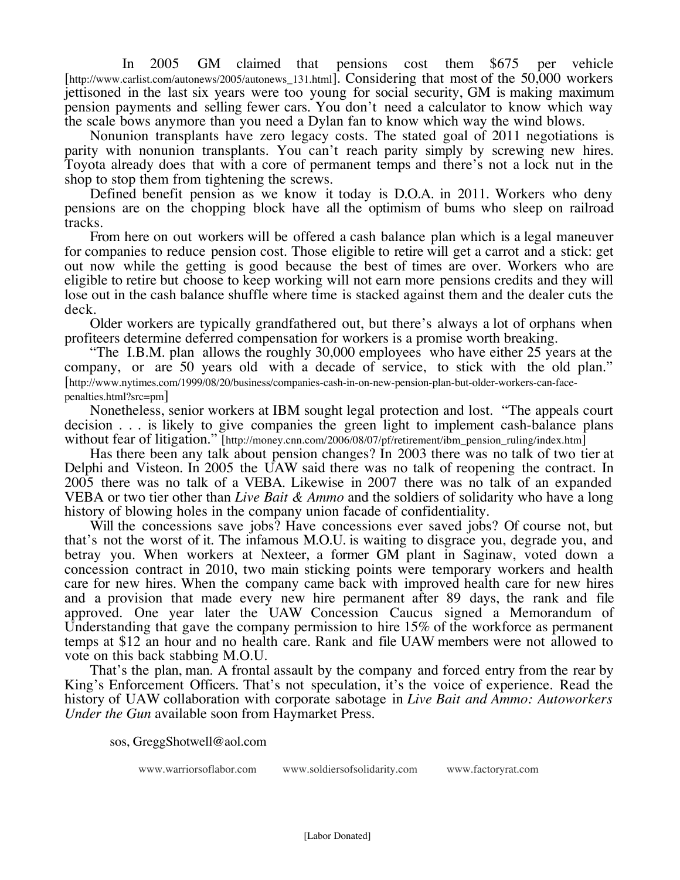In 2005 GM claimed that pensions cost them $675 per vehicle [http://www.carlist.com/autonews/2005/autonews_131.html]. Considering that most of the 50,000 workers jettisoned in the last six years were too young for social security, GM is making maximum pension payments and selling fewer cars. You don't need a calculator to know which way the scale bows anymore than you need a Dylan fan to know which way the wind blows.

Nonunion transplants have zero legacy costs. The stated goal of 2011 negotiations is parity with nonunion transplants. You can't reach parity simply by screwing new hires. Toyota already does that with a core of permanent temps and there's not a lock nut in the shop to stop them from tightening the screws.

Defined benefit pension as we know it today is D.O.A. in 2011. Workers who deny pensions are on the chopping block have all the optimism of bums who sleep on railroad tracks.

From here on out workers will be offered a cash balance plan which is a legal maneuver for companies to reduce pension cost. Those eligible to retire will get a carrot and a stick: get out now while the getting is good because the best of times are over. Workers who are eligible to retire but choose to keep working will not earn more pensions credits and they will lose out in the cash balance shuffle where time is stacked against them and the dealer cuts the deck.

Older workers are typically grandfathered out, but there's always a lot of orphans when profiteers determine deferred compensation for workers is a promise worth breaking.

"The I.B.M. plan allows the roughly 30,000 employees who have either 25 years at the company, or are 50 years old with a decade of service, to stick with the old plan." [http://www.nytimes.com/1999/08/20/business/companies-cash-in-on-new-pension-plan-but-older-workers-can-face-penalties.html?src=pm]

Nonetheless, senior workers at IBM sought legal protection and lost. "The appeals court decision . . . is likely to give companies the green light to implement cash-balance plans without fear of litigation." [http://money.cnn.com/2006/08/07/pf/retirement/ibm_pension_ruling/index.htm]

Has there been any talk about pension changes? In 2003 there was no talk of two tier at Delphi and Visteon. In 2005 the UAW said there was no talk of reopening the contract. In 2005 there was no talk of a VEBA. Likewise in 2007 there was no talk of an expanded VEBA or two tier other than *Live Bait & Ammo* and the soldiers of solidarity who have a long history of blowing holes in the company union facade of confidentiality.

Will the concessions save jobs? Have concessions ever saved jobs? Of course not, but that's not the worst of it. The infamous M.O.U. is waiting to disgrace you, degrade you, and betray you. When workers at Nexteer, a former GM plant in Saginaw, voted down a concession contract in 2010, two main sticking points were temporary workers and health care for new hires. When the company came back with improved health care for new hires and a provision that made every new hire permanent after 89 days, the rank and file approved. One year later the UAW Concession Caucus signed a Memorandum of Understanding that gave the company permission to hire 15% of the workforce as permanent temps at $12 an hour and no health care. Rank and file UAW members were not allowed to vote on this back stabbing M.O.U.

That's the plan, man. A frontal assault by the company and forced entry from the rear by King's Enforcement Officers. That's not speculation, it's the voice of experience. Read the history of UAW collaboration with corporate sabotage in *Live Bait and Ammo: Autoworkers Under the Gun* available soon from Haymarket Press.

sos, GreggShotwell@aol.com

www.warriorsoflabor.com www.soldiersofsolidarity.com www.factoryrat.com

[Labor Donated]